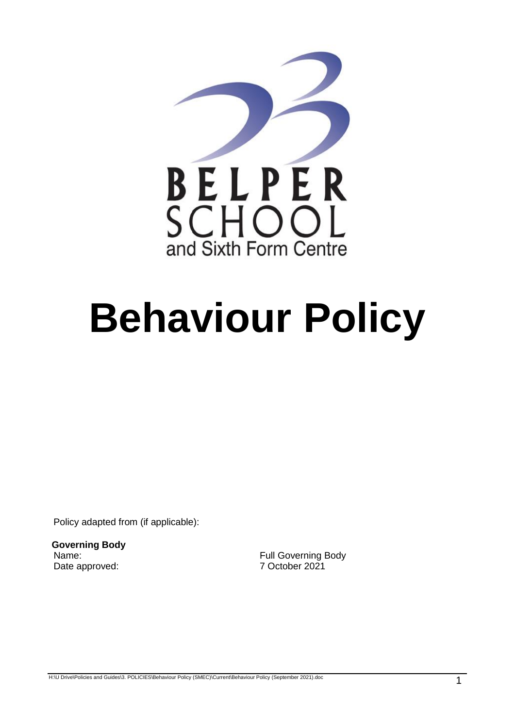BELPER SCHOOL and Sixth Form Centre

# Behaviour Policy

Policy adapted from (if applicable):

**Governing Body**

| | |
|---|---|
| Name: | Full Governing Body |
| Date approved: | 7 October 2021 |

H:\U Drive\Policies and Guides\3. POLICIES\Behaviour Policy (SMEC)\Current\Behaviour Policy (September 2021).doc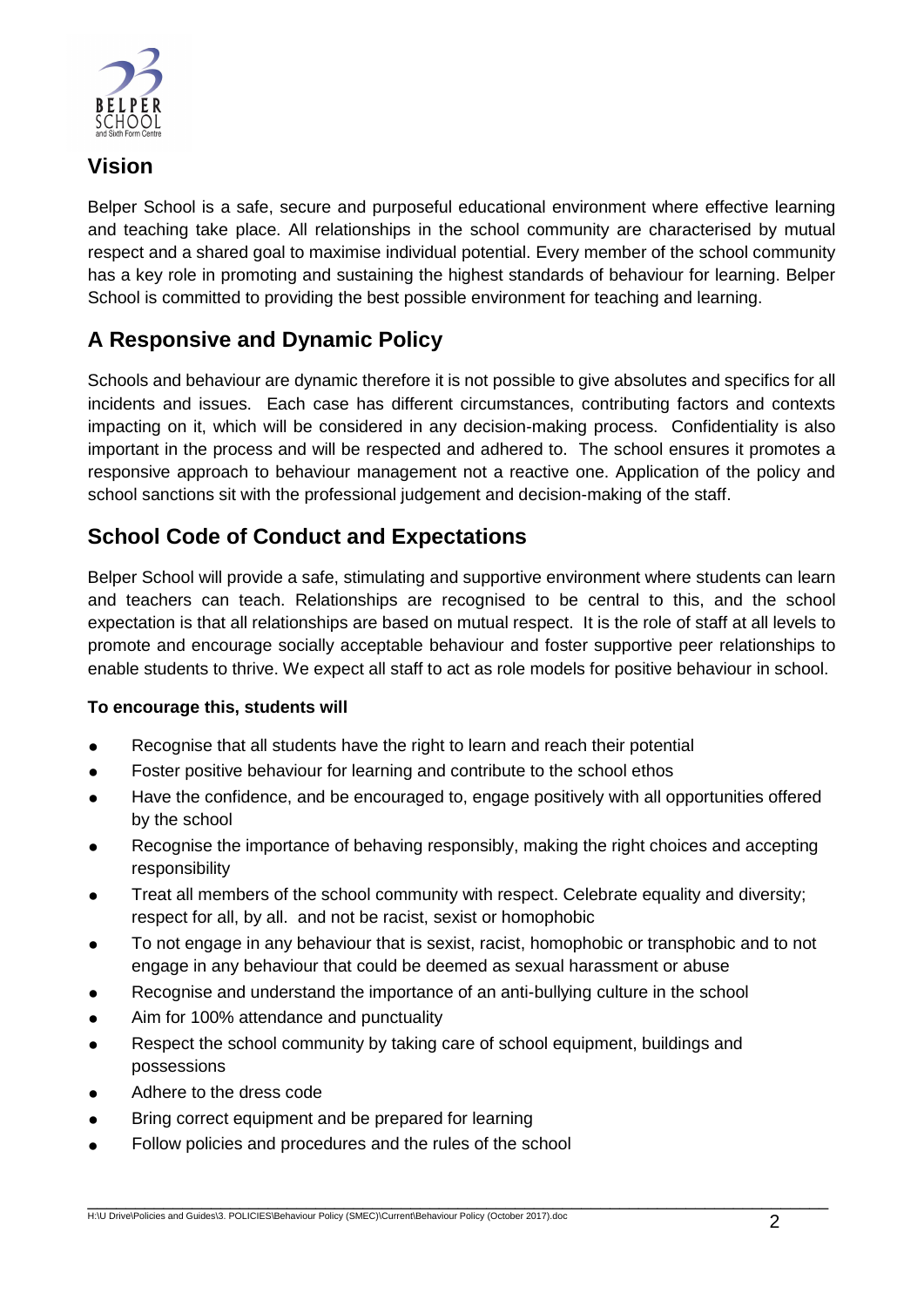## Vision

Belper School is a safe, secure and purposeful educational environment where effective learning and teaching take place. All relationships in the school community are characterised by mutual respect and a shared goal to maximise individual potential. Every member of the school community has a key role in promoting and sustaining the highest standards of behaviour for learning. Belper School is committed to providing the best possible environment for teaching and learning.

## A Responsive and Dynamic Policy

Schools and behaviour are dynamic therefore it is not possible to give absolutes and specifics for all incidents and issues. Each case has different circumstances, contributing factors and contexts impacting on it, which will be considered in any decision-making process. Confidentiality is also important in the process and will be respected and adhered to. The school ensures it promotes a responsive approach to behaviour management not a reactive one. Application of the policy and school sanctions sit with the professional judgement and decision-making of the staff.

## School Code of Conduct and Expectations

Belper School will provide a safe, stimulating and supportive environment where students can learn and teachers can teach. Relationships are recognised to be central to this, and the school expectation is that all relationships are based on mutual respect. It is the role of staff at all levels to promote and encourage socially acceptable behaviour and foster supportive peer relationships to enable students to thrive. We expect all staff to act as role models for positive behaviour in school.

**To encourage this, students will**

- Recognise that all students have the right to learn and reach their potential
- Foster positive behaviour for learning and contribute to the school ethos
- Have the confidence, and be encouraged to, engage positively with all opportunities offered by the school
- Recognise the importance of behaving responsibly, making the right choices and accepting responsibility
- Treat all members of the school community with respect. Celebrate equality and diversity; respect for all, by all. and not be racist, sexist or homophobic
- To not engage in any behaviour that is sexist, racist, homophobic or transphobic and to not engage in any behaviour that could be deemed as sexual harassment or abuse
- Recognise and understand the importance of an anti-bullying culture in the school
- Aim for 100% attendance and punctuality
- Respect the school community by taking care of school equipment, buildings and possessions
- Adhere to the dress code
- Bring correct equipment and be prepared for learning
- Follow policies and procedures and the rules of the school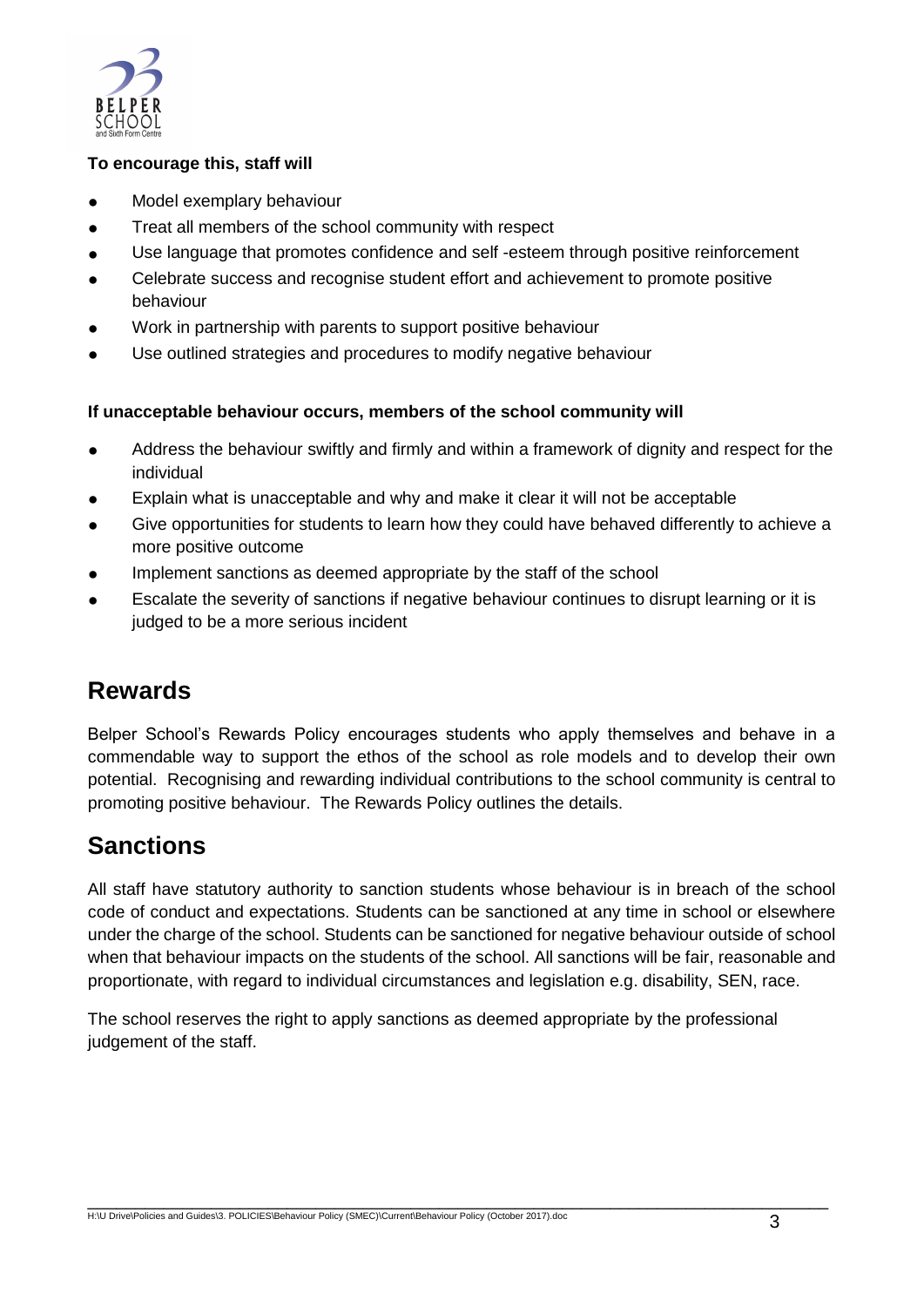**To encourage this, staff will**

- Model exemplary behaviour
- Treat all members of the school community with respect
- Use language that promotes confidence and self -esteem through positive reinforcement
- Celebrate success and recognise student effort and achievement to promote positive behaviour
- Work in partnership with parents to support positive behaviour
- Use outlined strategies and procedures to modify negative behaviour

**If unacceptable behaviour occurs, members of the school community will**

- Address the behaviour swiftly and firmly and within a framework of dignity and respect for the individual
- Explain what is unacceptable and why and make it clear it will not be acceptable
- Give opportunities for students to learn how they could have behaved differently to achieve a more positive outcome
- Implement sanctions as deemed appropriate by the staff of the school
- Escalate the severity of sanctions if negative behaviour continues to disrupt learning or it is judged to be a more serious incident

## Rewards

Belper School's Rewards Policy encourages students who apply themselves and behave in a commendable way to support the ethos of the school as role models and to develop their own potential. Recognising and rewarding individual contributions to the school community is central to promoting positive behaviour. The Rewards Policy outlines the details.

## Sanctions

All staff have statutory authority to sanction students whose behaviour is in breach of the school code of conduct and expectations. Students can be sanctioned at any time in school or elsewhere under the charge of the school. Students can be sanctioned for negative behaviour outside of school when that behaviour impacts on the students of the school. All sanctions will be fair, reasonable and proportionate, with regard to individual circumstances and legislation e.g. disability, SEN, race.

The school reserves the right to apply sanctions as deemed appropriate by the professional judgement of the staff.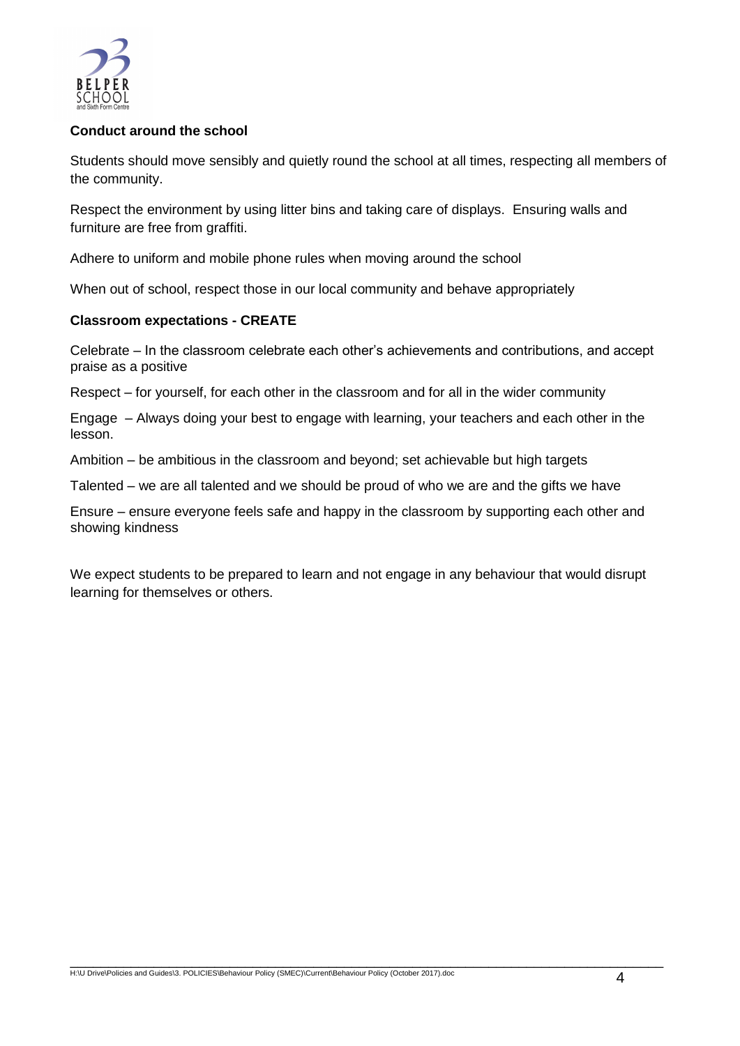**Conduct around the school**

Students should move sensibly and quietly round the school at all times, respecting all members of the community.

Respect the environment by using litter bins and taking care of displays.  Ensuring walls and furniture are free from graffiti.

Adhere to uniform and mobile phone rules when moving around the school

When out of school, respect those in our local community and behave appropriately

**Classroom expectations - CREATE**

Celebrate – In the classroom celebrate each other's achievements and contributions, and accept praise as a positive

Respect – for yourself, for each other in the classroom and for all in the wider community

Engage  – Always doing your best to engage with learning, your teachers and each other in the lesson.

Ambition – be ambitious in the classroom and beyond; set achievable but high targets

Talented – we are all talented and we should be proud of who we are and the gifts we have

Ensure – ensure everyone feels safe and happy in the classroom by supporting each other and showing kindness

We expect students to be prepared to learn and not engage in any behaviour that would disrupt learning for themselves or others.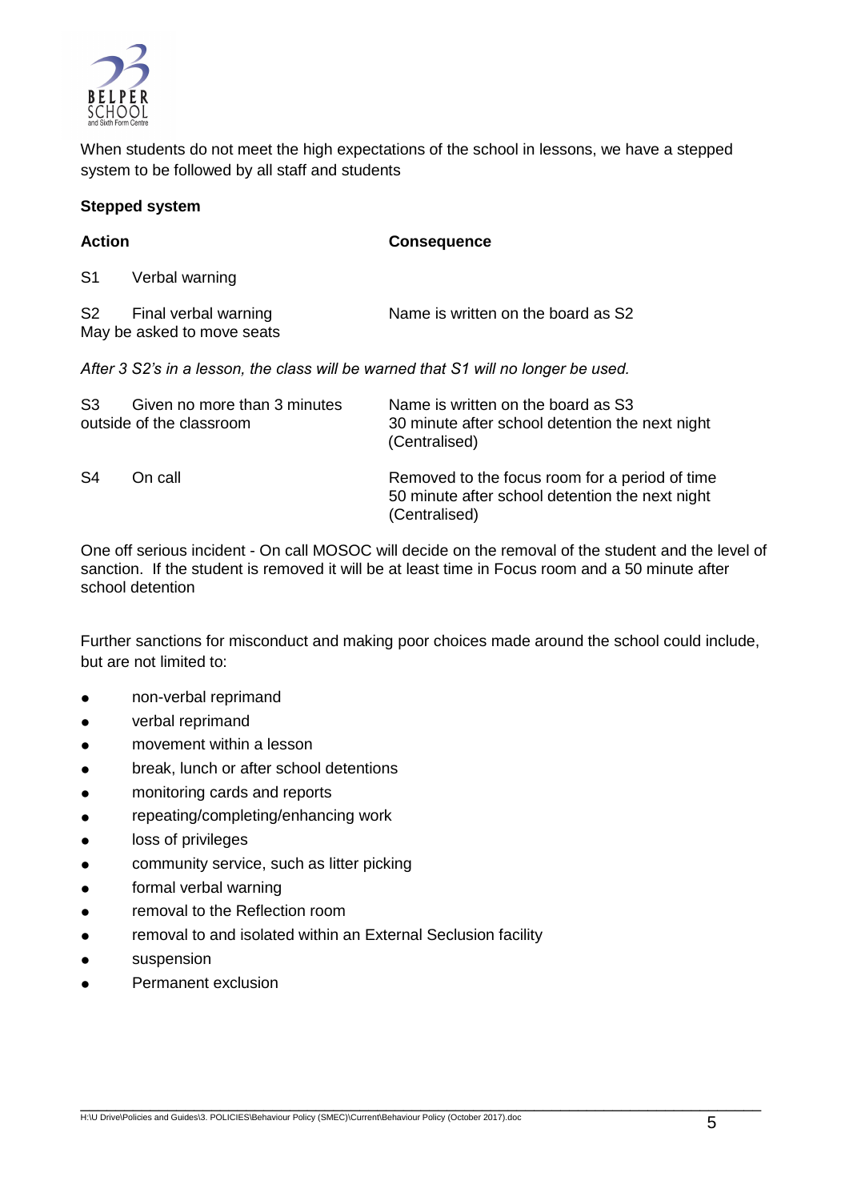When students do not meet the high expectations of the school in lessons, we have a stepped system to be followed by all staff and students

**Stepped system**

| **Action** | **Consequence** |
|---|---|
| S1 Verbal warning | |
| S2 Final verbal warning<br>May be asked to move seats | Name is written on the board as S2 |

*After 3 S2's in a lesson, the class will be warned that S1 will no longer be used.*

| **Action** | **Consequence** |
|---|---|
| S3 Given no more than 3 minutes outside of the classroom | Name is written on the board as S3<br>30 minute after school detention the next night (Centralised) |
| S4 On call | Removed to the focus room for a period of time<br>50 minute after school detention the next night (Centralised) |

One off serious incident - On call MOSOC will decide on the removal of the student and the level of sanction. If the student is removed it will be at least time in Focus room and a 50 minute after school detention

Further sanctions for misconduct and making poor choices made around the school could include, but are not limited to:

- non-verbal reprimand
- verbal reprimand
- movement within a lesson
- break, lunch or after school detentions
- monitoring cards and reports
- repeating/completing/enhancing work
- loss of privileges
- community service, such as litter picking
- formal verbal warning
- removal to the Reflection room
- removal to and isolated within an External Seclusion facility
- suspension
- Permanent exclusion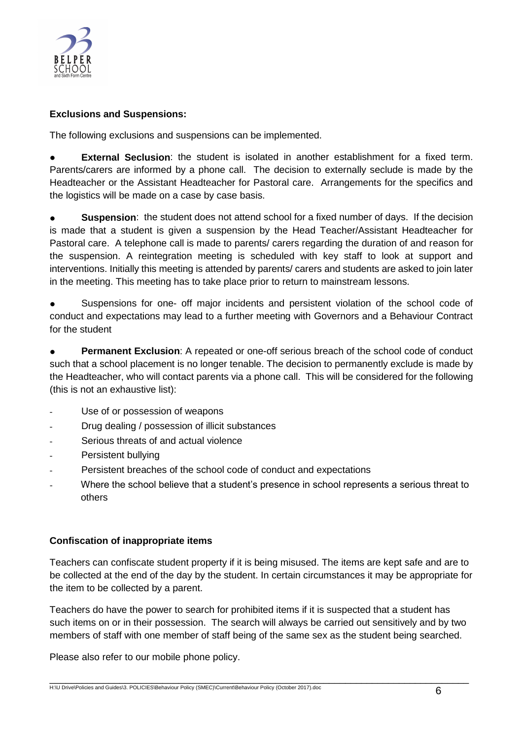**Exclusions and Suspensions:**

The following exclusions and suspensions can be implemented.

- **External Seclusion**: the student is isolated in another establishment for a fixed term. Parents/carers are informed by a phone call. The decision to externally seclude is made by the Headteacher or the Assistant Headteacher for Pastoral care. Arrangements for the specifics and the logistics will be made on a case by case basis.

- **Suspension**: the student does not attend school for a fixed number of days. If the decision is made that a student is given a suspension by the Head Teacher/Assistant Headteacher for Pastoral care. A telephone call is made to parents/ carers regarding the duration of and reason for the suspension. A reintegration meeting is scheduled with key staff to look at support and interventions. Initially this meeting is attended by parents/ carers and students are asked to join later in the meeting. This meeting has to take place prior to return to mainstream lessons.

- Suspensions for one- off major incidents and persistent violation of the school code of conduct and expectations may lead to a further meeting with Governors and a Behaviour Contract for the student

- **Permanent Exclusion**: A repeated or one-off serious breach of the school code of conduct such that a school placement is no longer tenable. The decision to permanently exclude is made by the Headteacher, who will contact parents via a phone call. This will be considered for the following (this is not an exhaustive list):

  - Use of or possession of weapons
  - Drug dealing / possession of illicit substances
  - Serious threats of and actual violence
  - Persistent bullying
  - Persistent breaches of the school code of conduct and expectations
  - Where the school believe that a student's presence in school represents a serious threat to others

**Confiscation of inappropriate items**

Teachers can confiscate student property if it is being misused. The items are kept safe and are to be collected at the end of the day by the student. In certain circumstances it may be appropriate for the item to be collected by a parent.

Teachers do have the power to search for prohibited items if it is suspected that a student has such items on or in their possession. The search will always be carried out sensitively and by two members of staff with one member of staff being of the same sex as the student being searched.

Please also refer to our mobile phone policy.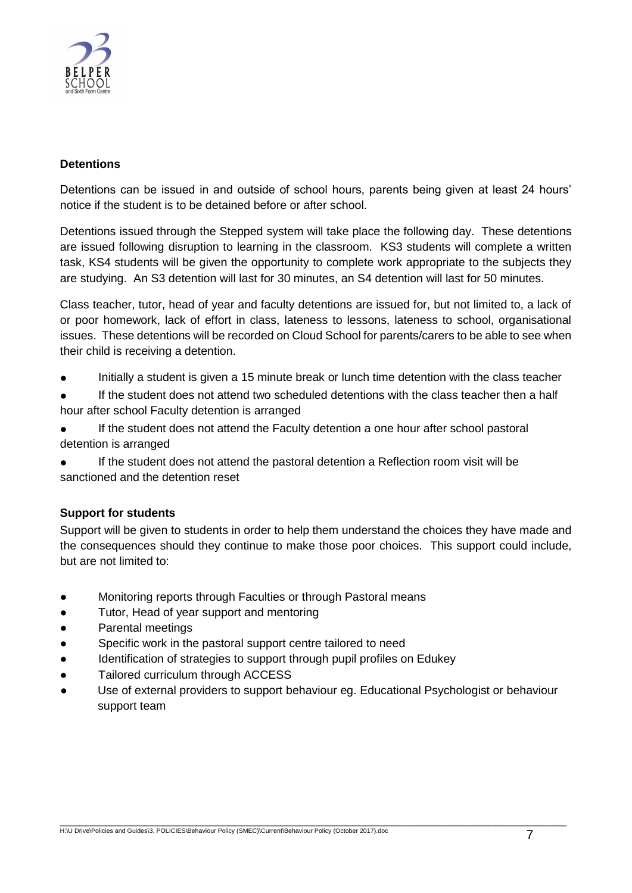### Detentions

Detentions can be issued in and outside of school hours, parents being given at least 24 hours' notice if the student is to be detained before or after school.

Detentions issued through the Stepped system will take place the following day. These detentions are issued following disruption to learning in the classroom. KS3 students will complete a written task, KS4 students will be given the opportunity to complete work appropriate to the subjects they are studying. An S3 detention will last for 30 minutes, an S4 detention will last for 50 minutes.

Class teacher, tutor, head of year and faculty detentions are issued for, but not limited to, a lack of or poor homework, lack of effort in class, lateness to lessons, lateness to school, organisational issues. These detentions will be recorded on Cloud School for parents/carers to be able to see when their child is receiving a detention.

- Initially a student is given a 15 minute break or lunch time detention with the class teacher
- If the student does not attend two scheduled detentions with the class teacher then a half hour after school Faculty detention is arranged
- If the student does not attend the Faculty detention a one hour after school pastoral detention is arranged
- If the student does not attend the pastoral detention a Reflection room visit will be sanctioned and the detention reset

### Support for students

Support will be given to students in order to help them understand the choices they have made and the consequences should they continue to make those poor choices. This support could include, but are not limited to:

- Monitoring reports through Faculties or through Pastoral means
- Tutor, Head of year support and mentoring
- Parental meetings
- Specific work in the pastoral support centre tailored to need
- Identification of strategies to support through pupil profiles on Edukey
- Tailored curriculum through ACCESS
- Use of external providers to support behaviour eg. Educational Psychologist or behaviour support team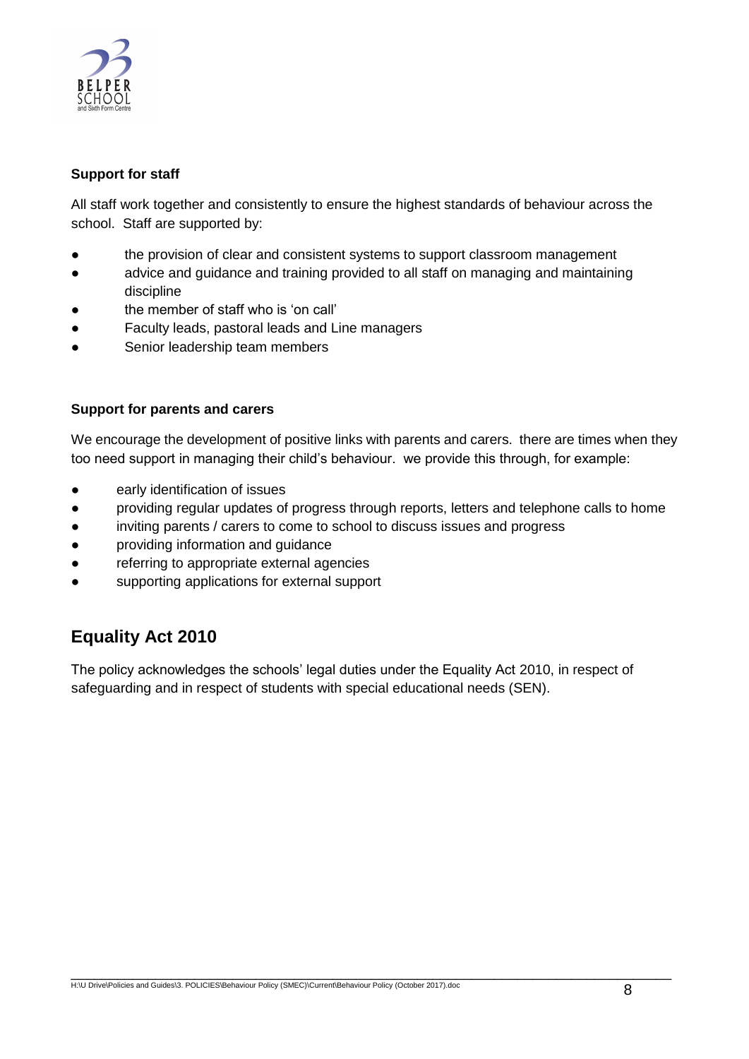**Support for staff**

All staff work together and consistently to ensure the highest standards of behaviour across the school. Staff are supported by:

- the provision of clear and consistent systems to support classroom management
- advice and guidance and training provided to all staff on managing and maintaining discipline
- the member of staff who is 'on call'
- Faculty leads, pastoral leads and Line managers
- Senior leadership team members

**Support for parents and carers**

We encourage the development of positive links with parents and carers. there are times when they too need support in managing their child's behaviour. we provide this through, for example:

- early identification of issues
- providing regular updates of progress through reports, letters and telephone calls to home
- inviting parents / carers to come to school to discuss issues and progress
- providing information and guidance
- referring to appropriate external agencies
- supporting applications for external support

## Equality Act 2010

The policy acknowledges the schools' legal duties under the Equality Act 2010, in respect of safeguarding and in respect of students with special educational needs (SEN).